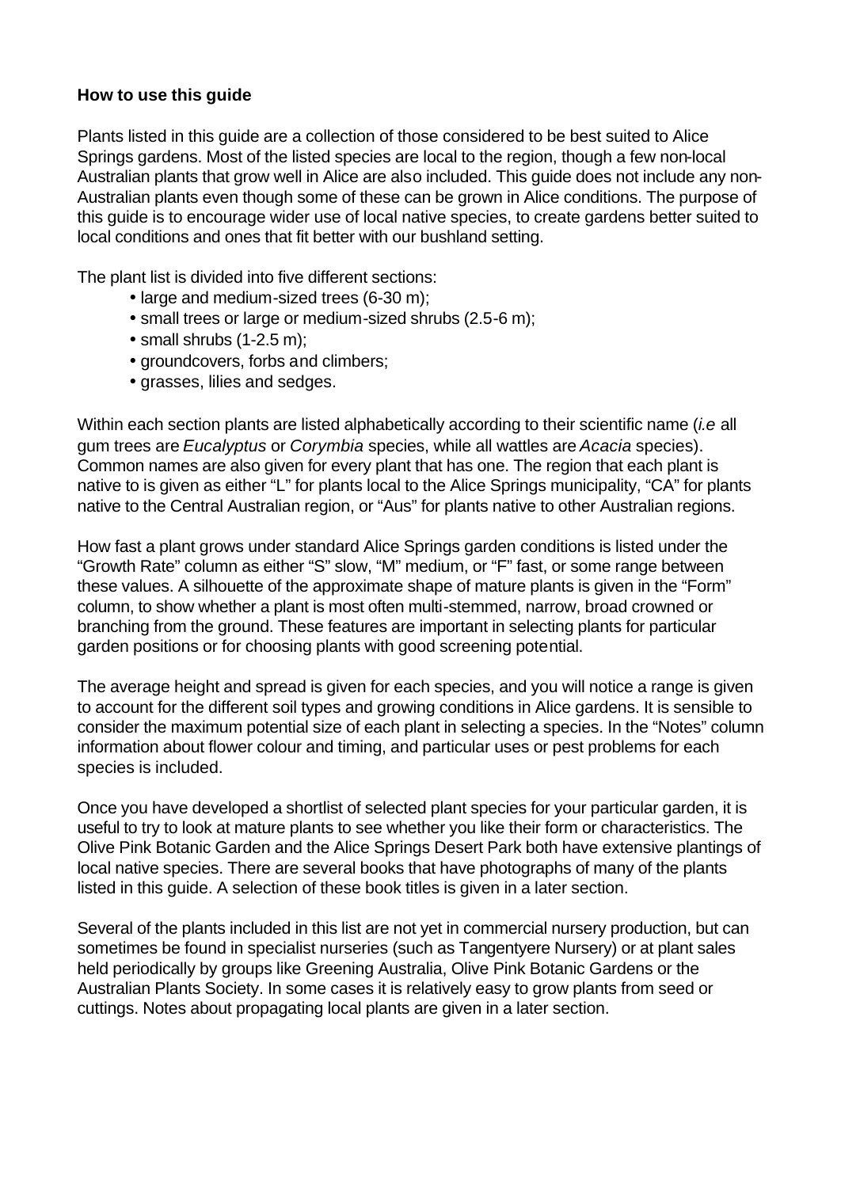**How to use this guide**

Plants listed in this guide are a collection of those considered to be best suited to Alice Springs gardens. Most of the listed species are local to the region, though a few non-local Australian plants that grow well in Alice are also included. This guide does not include any non-Australian plants even though some of these can be grown in Alice conditions. The purpose of this guide is to encourage wider use of local native species, to create gardens better suited to local conditions and ones that fit better with our bushland setting.

The plant list is divided into five different sections:

- large and medium-sized trees (6-30 m);
- small trees or large or medium-sized shrubs (2.5-6 m);
- small shrubs (1-2.5 m);
- groundcovers, forbs and climbers;
- grasses, lilies and sedges.

Within each section plants are listed alphabetically according to their scientific name (*i.e* all gum trees are *Eucalyptus* or *Corymbia* species, while all wattles are *Acacia* species). Common names are also given for every plant that has one. The region that each plant is native to is given as either "L" for plants local to the Alice Springs municipality, "CA" for plants native to the Central Australian region, or "Aus" for plants native to other Australian regions.

How fast a plant grows under standard Alice Springs garden conditions is listed under the "Growth Rate" column as either "S" slow, "M" medium, or "F" fast, or some range between these values. A silhouette of the approximate shape of mature plants is given in the "Form" column, to show whether a plant is most often multi-stemmed, narrow, broad crowned or branching from the ground. These features are important in selecting plants for particular garden positions or for choosing plants with good screening potential.

The average height and spread is given for each species, and you will notice a range is given to account for the different soil types and growing conditions in Alice gardens. It is sensible to consider the maximum potential size of each plant in selecting a species. In the "Notes" column information about flower colour and timing, and particular uses or pest problems for each species is included.

Once you have developed a shortlist of selected plant species for your particular garden, it is useful to try to look at mature plants to see whether you like their form or characteristics. The Olive Pink Botanic Garden and the Alice Springs Desert Park both have extensive plantings of local native species. There are several books that have photographs of many of the plants listed in this guide. A selection of these book titles is given in a later section.

Several of the plants included in this list are not yet in commercial nursery production, but can sometimes be found in specialist nurseries (such as Tangentyere Nursery) or at plant sales held periodically by groups like Greening Australia, Olive Pink Botanic Gardens or the Australian Plants Society. In some cases it is relatively easy to grow plants from seed or cuttings. Notes about propagating local plants are given in a later section.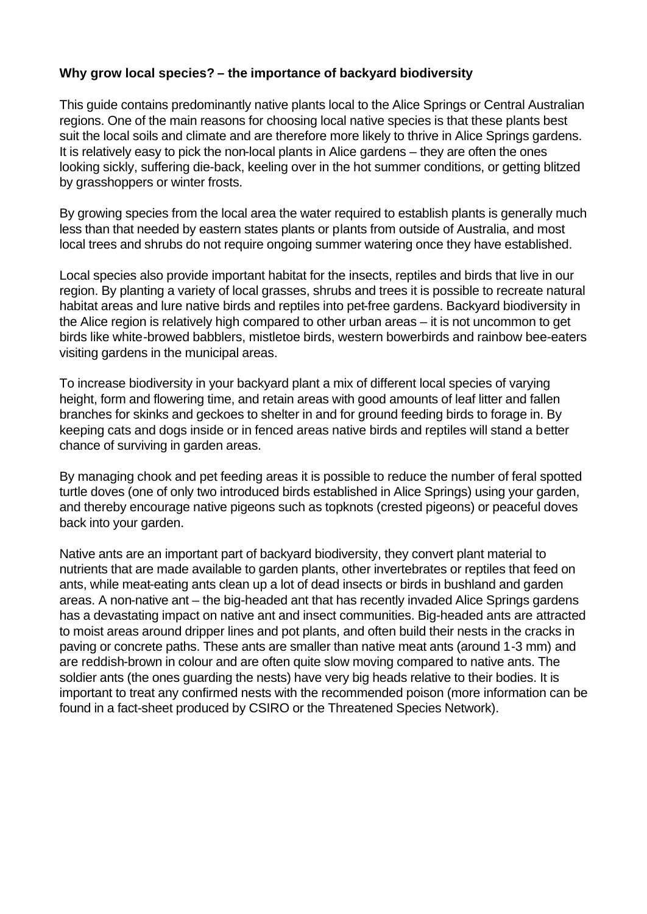**Why grow local species? – the importance of backyard biodiversity**

This guide contains predominantly native plants local to the Alice Springs or Central Australian regions. One of the main reasons for choosing local native species is that these plants best suit the local soils and climate and are therefore more likely to thrive in Alice Springs gardens. It is relatively easy to pick the non-local plants in Alice gardens – they are often the ones looking sickly, suffering die-back, keeling over in the hot summer conditions, or getting blitzed by grasshoppers or winter frosts.

By growing species from the local area the water required to establish plants is generally much less than that needed by eastern states plants or plants from outside of Australia, and most local trees and shrubs do not require ongoing summer watering once they have established.

Local species also provide important habitat for the insects, reptiles and birds that live in our region. By planting a variety of local grasses, shrubs and trees it is possible to recreate natural habitat areas and lure native birds and reptiles into pet-free gardens. Backyard biodiversity in the Alice region is relatively high compared to other urban areas – it is not uncommon to get birds like white-browed babblers, mistletoe birds, western bowerbirds and rainbow bee-eaters visiting gardens in the municipal areas.

To increase biodiversity in your backyard plant a mix of different local species of varying height, form and flowering time, and retain areas with good amounts of leaf litter and fallen branches for skinks and geckoes to shelter in and for ground feeding birds to forage in. By keeping cats and dogs inside or in fenced areas native birds and reptiles will stand a better chance of surviving in garden areas.

By managing chook and pet feeding areas it is possible to reduce the number of feral spotted turtle doves (one of only two introduced birds established in Alice Springs) using your garden, and thereby encourage native pigeons such as topknots (crested pigeons) or peaceful doves back into your garden.

Native ants are an important part of backyard biodiversity, they convert plant material to nutrients that are made available to garden plants, other invertebrates or reptiles that feed on ants, while meat-eating ants clean up a lot of dead insects or birds in bushland and garden areas. A non-native ant – the big-headed ant that has recently invaded Alice Springs gardens has a devastating impact on native ant and insect communities. Big-headed ants are attracted to moist areas around dripper lines and pot plants, and often build their nests in the cracks in paving or concrete paths. These ants are smaller than native meat ants (around 1-3 mm) and are reddish-brown in colour and are often quite slow moving compared to native ants. The soldier ants (the ones guarding the nests) have very big heads relative to their bodies. It is important to treat any confirmed nests with the recommended poison (more information can be found in a fact-sheet produced by CSIRO or the Threatened Species Network).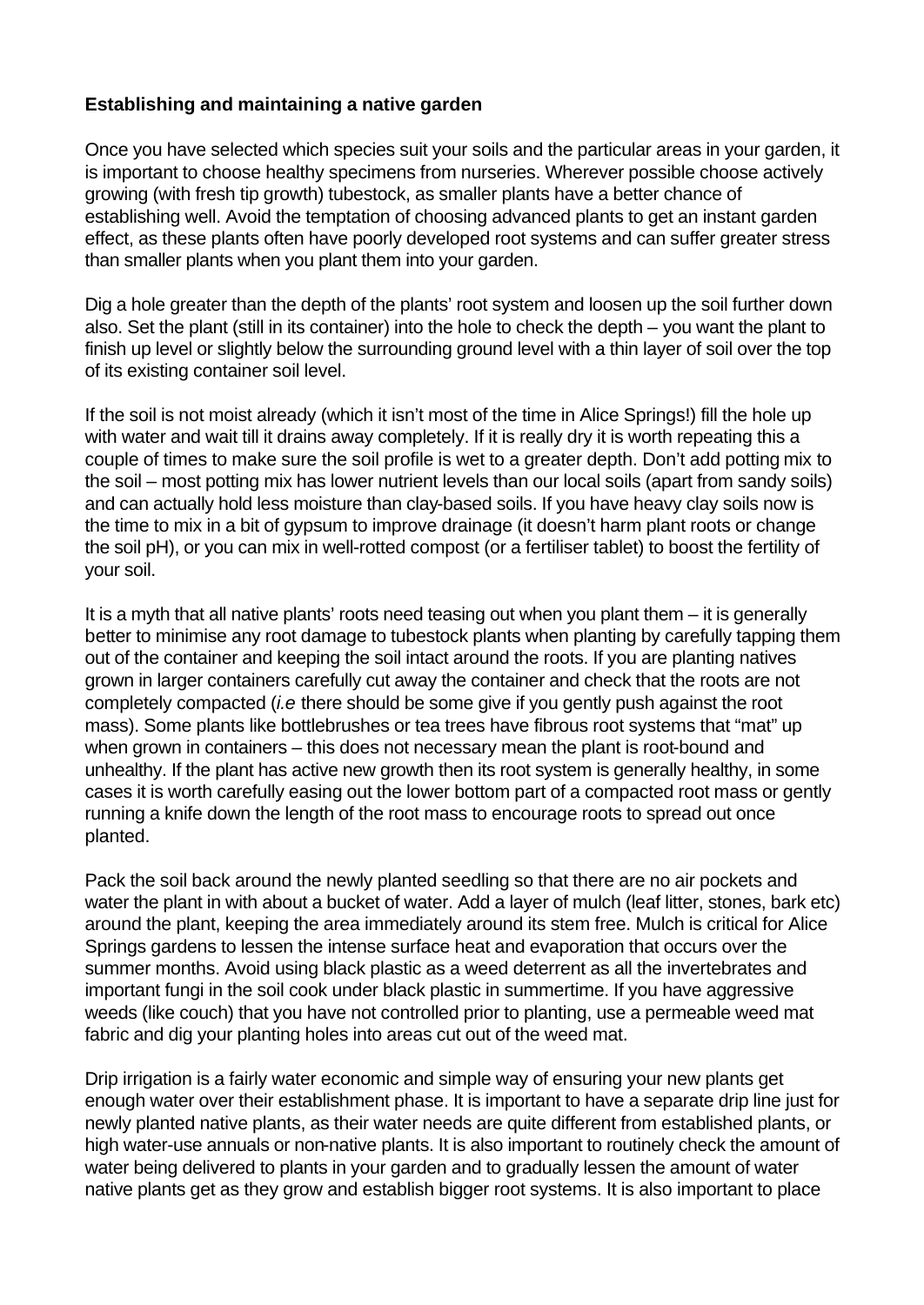**Establishing and maintaining a native garden**

Once you have selected which species suit your soils and the particular areas in your garden, it is important to choose healthy specimens from nurseries. Wherever possible choose actively growing (with fresh tip growth) tubestock, as smaller plants have a better chance of establishing well. Avoid the temptation of choosing advanced plants to get an instant garden effect, as these plants often have poorly developed root systems and can suffer greater stress than smaller plants when you plant them into your garden.

Dig a hole greater than the depth of the plants' root system and loosen up the soil further down also. Set the plant (still in its container) into the hole to check the depth – you want the plant to finish up level or slightly below the surrounding ground level with a thin layer of soil over the top of its existing container soil level.

If the soil is not moist already (which it isn't most of the time in Alice Springs!) fill the hole up with water and wait till it drains away completely. If it is really dry it is worth repeating this a couple of times to make sure the soil profile is wet to a greater depth. Don't add potting mix to the soil – most potting mix has lower nutrient levels than our local soils (apart from sandy soils) and can actually hold less moisture than clay-based soils. If you have heavy clay soils now is the time to mix in a bit of gypsum to improve drainage (it doesn't harm plant roots or change the soil pH), or you can mix in well-rotted compost (or a fertiliser tablet) to boost the fertility of your soil.

It is a myth that all native plants' roots need teasing out when you plant them – it is generally better to minimise any root damage to tubestock plants when planting by carefully tapping them out of the container and keeping the soil intact around the roots. If you are planting natives grown in larger containers carefully cut away the container and check that the roots are not completely compacted (*i.e* there should be some give if you gently push against the root mass). Some plants like bottlebrushes or tea trees have fibrous root systems that "mat" up when grown in containers – this does not necessary mean the plant is root-bound and unhealthy. If the plant has active new growth then its root system is generally healthy, in some cases it is worth carefully easing out the lower bottom part of a compacted root mass or gently running a knife down the length of the root mass to encourage roots to spread out once planted.

Pack the soil back around the newly planted seedling so that there are no air pockets and water the plant in with about a bucket of water. Add a layer of mulch (leaf litter, stones, bark etc) around the plant, keeping the area immediately around its stem free. Mulch is critical for Alice Springs gardens to lessen the intense surface heat and evaporation that occurs over the summer months. Avoid using black plastic as a weed deterrent as all the invertebrates and important fungi in the soil cook under black plastic in summertime. If you have aggressive weeds (like couch) that you have not controlled prior to planting, use a permeable weed mat fabric and dig your planting holes into areas cut out of the weed mat.

Drip irrigation is a fairly water economic and simple way of ensuring your new plants get enough water over their establishment phase. It is important to have a separate drip line just for newly planted native plants, as their water needs are quite different from established plants, or high water-use annuals or non-native plants. It is also important to routinely check the amount of water being delivered to plants in your garden and to gradually lessen the amount of water native plants get as they grow and establish bigger root systems. It is also important to place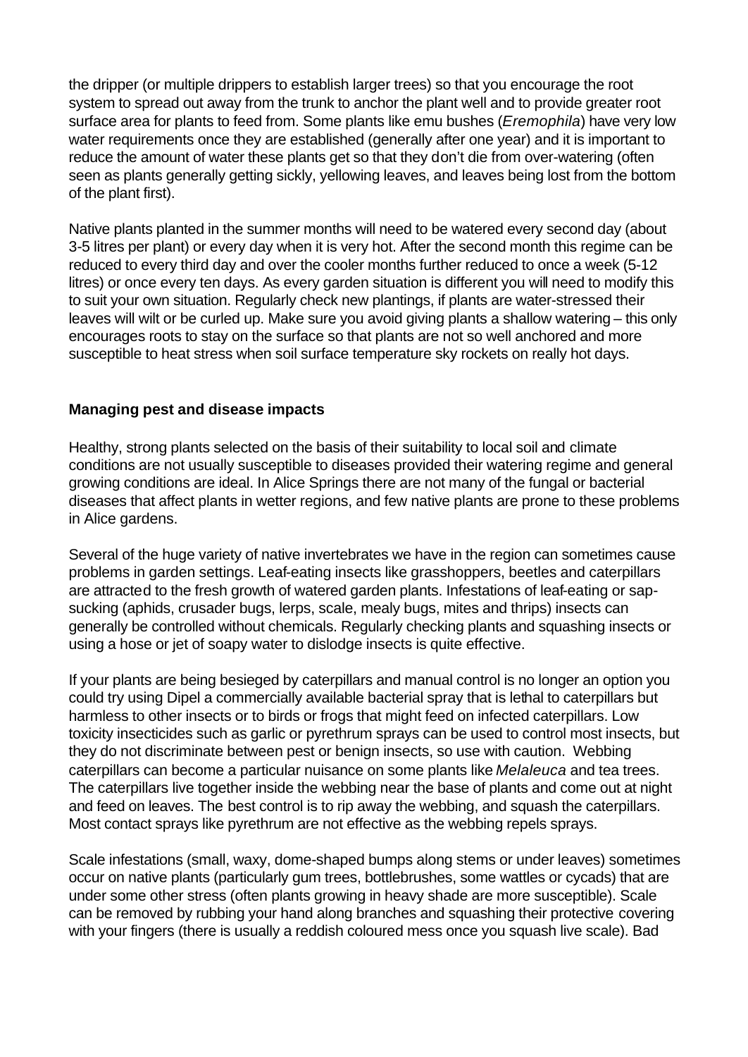the dripper (or multiple drippers to establish larger trees) so that you encourage the root system to spread out away from the trunk to anchor the plant well and to provide greater root surface area for plants to feed from. Some plants like emu bushes (*Eremophila*) have very low water requirements once they are established (generally after one year) and it is important to reduce the amount of water these plants get so that they don't die from over-watering (often seen as plants generally getting sickly, yellowing leaves, and leaves being lost from the bottom of the plant first).

Native plants planted in the summer months will need to be watered every second day (about 3-5 litres per plant) or every day when it is very hot. After the second month this regime can be reduced to every third day and over the cooler months further reduced to once a week (5-12 litres) or once every ten days. As every garden situation is different you will need to modify this to suit your own situation. Regularly check new plantings, if plants are water-stressed their leaves will wilt or be curled up. Make sure you avoid giving plants a shallow watering – this only encourages roots to stay on the surface so that plants are not so well anchored and more susceptible to heat stress when soil surface temperature sky rockets on really hot days.

**Managing pest and disease impacts**

Healthy, strong plants selected on the basis of their suitability to local soil and climate conditions are not usually susceptible to diseases provided their watering regime and general growing conditions are ideal. In Alice Springs there are not many of the fungal or bacterial diseases that affect plants in wetter regions, and few native plants are prone to these problems in Alice gardens.

Several of the huge variety of native invertebrates we have in the region can sometimes cause problems in garden settings. Leaf-eating insects like grasshoppers, beetles and caterpillars are attracted to the fresh growth of watered garden plants. Infestations of leaf-eating or sap-sucking (aphids, crusader bugs, lerps, scale, mealy bugs, mites and thrips) insects can generally be controlled without chemicals. Regularly checking plants and squashing insects or using a hose or jet of soapy water to dislodge insects is quite effective.

If your plants are being besieged by caterpillars and manual control is no longer an option you could try using Dipel a commercially available bacterial spray that is lethal to caterpillars but harmless to other insects or to birds or frogs that might feed on infected caterpillars. Low toxicity insecticides such as garlic or pyrethrum sprays can be used to control most insects, but they do not discriminate between pest or benign insects, so use with caution. Webbing caterpillars can become a particular nuisance on some plants like *Melaleuca* and tea trees. The caterpillars live together inside the webbing near the base of plants and come out at night and feed on leaves. The best control is to rip away the webbing, and squash the caterpillars. Most contact sprays like pyrethrum are not effective as the webbing repels sprays.

Scale infestations (small, waxy, dome-shaped bumps along stems or under leaves) sometimes occur on native plants (particularly gum trees, bottlebrushes, some wattles or cycads) that are under some other stress (often plants growing in heavy shade are more susceptible). Scale can be removed by rubbing your hand along branches and squashing their protective covering with your fingers (there is usually a reddish coloured mess once you squash live scale). Bad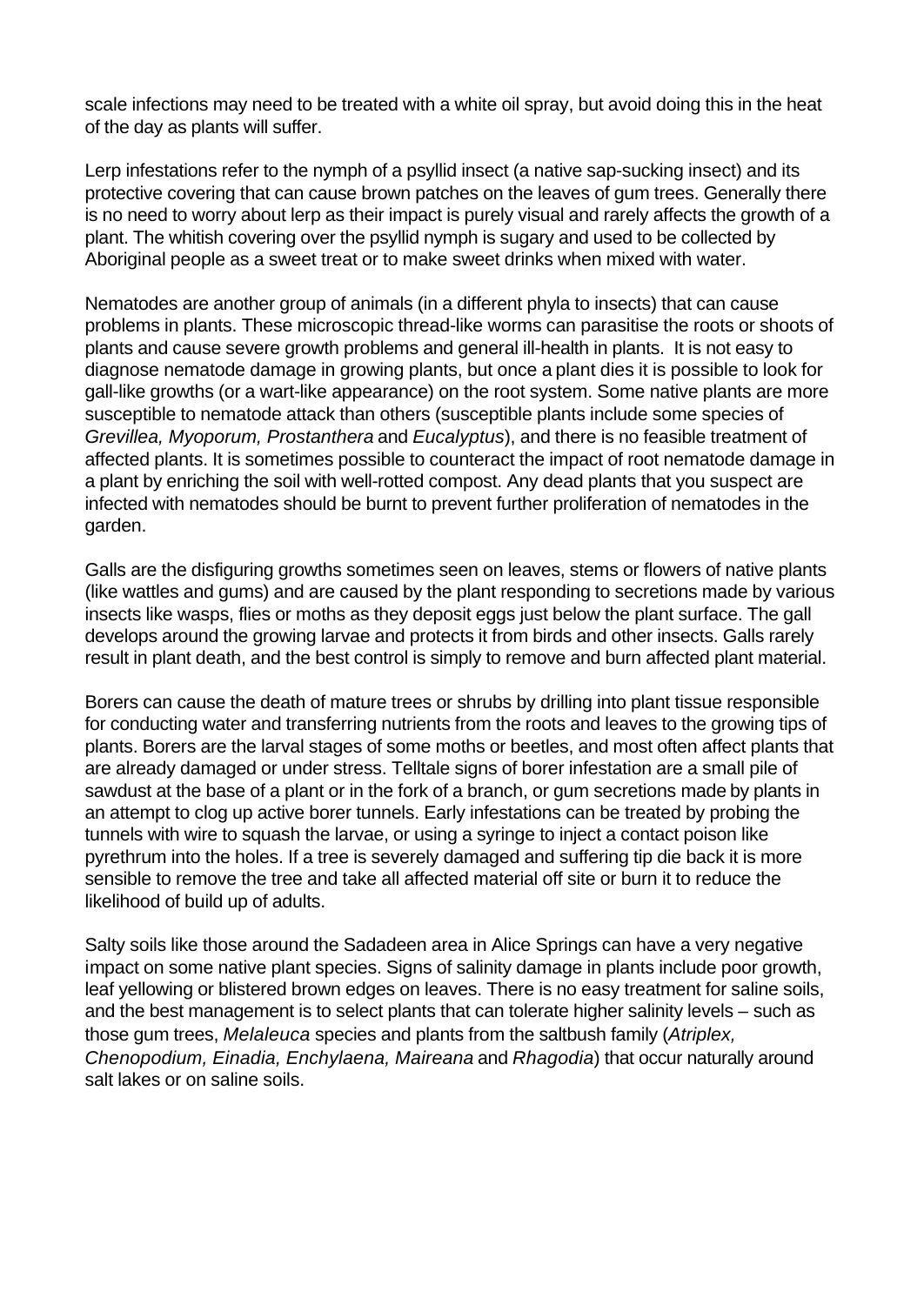scale infections may need to be treated with a white oil spray, but avoid doing this in the heat of the day as plants will suffer.

Lerp infestations refer to the nymph of a psyllid insect (a native sap-sucking insect) and its protective covering that can cause brown patches on the leaves of gum trees. Generally there is no need to worry about lerp as their impact is purely visual and rarely affects the growth of a plant. The whitish covering over the psyllid nymph is sugary and used to be collected by Aboriginal people as a sweet treat or to make sweet drinks when mixed with water.

Nematodes are another group of animals (in a different phyla to insects) that can cause problems in plants. These microscopic thread-like worms can parasitise the roots or shoots of plants and cause severe growth problems and general ill-health in plants. It is not easy to diagnose nematode damage in growing plants, but once a plant dies it is possible to look for gall-like growths (or a wart-like appearance) on the root system. Some native plants are more susceptible to nematode attack than others (susceptible plants include some species of *Grevillea, Myoporum, Prostanthera* and *Eucalyptus*), and there is no feasible treatment of affected plants. It is sometimes possible to counteract the impact of root nematode damage in a plant by enriching the soil with well-rotted compost. Any dead plants that you suspect are infected with nematodes should be burnt to prevent further proliferation of nematodes in the garden.

Galls are the disfiguring growths sometimes seen on leaves, stems or flowers of native plants (like wattles and gums) and are caused by the plant responding to secretions made by various insects like wasps, flies or moths as they deposit eggs just below the plant surface. The gall develops around the growing larvae and protects it from birds and other insects. Galls rarely result in plant death, and the best control is simply to remove and burn affected plant material.

Borers can cause the death of mature trees or shrubs by drilling into plant tissue responsible for conducting water and transferring nutrients from the roots and leaves to the growing tips of plants. Borers are the larval stages of some moths or beetles, and most often affect plants that are already damaged or under stress. Telltale signs of borer infestation are a small pile of sawdust at the base of a plant or in the fork of a branch, or gum secretions made by plants in an attempt to clog up active borer tunnels. Early infestations can be treated by probing the tunnels with wire to squash the larvae, or using a syringe to inject a contact poison like pyrethrum into the holes. If a tree is severely damaged and suffering tip die back it is more sensible to remove the tree and take all affected material off site or burn it to reduce the likelihood of build up of adults.

Salty soils like those around the Sadadeen area in Alice Springs can have a very negative impact on some native plant species. Signs of salinity damage in plants include poor growth, leaf yellowing or blistered brown edges on leaves. There is no easy treatment for saline soils, and the best management is to select plants that can tolerate higher salinity levels – such as those gum trees, *Melaleuca* species and plants from the saltbush family (*Atriplex, Chenopodium, Einadia, Enchylaena, Maireana* and *Rhagodia*) that occur naturally around salt lakes or on saline soils.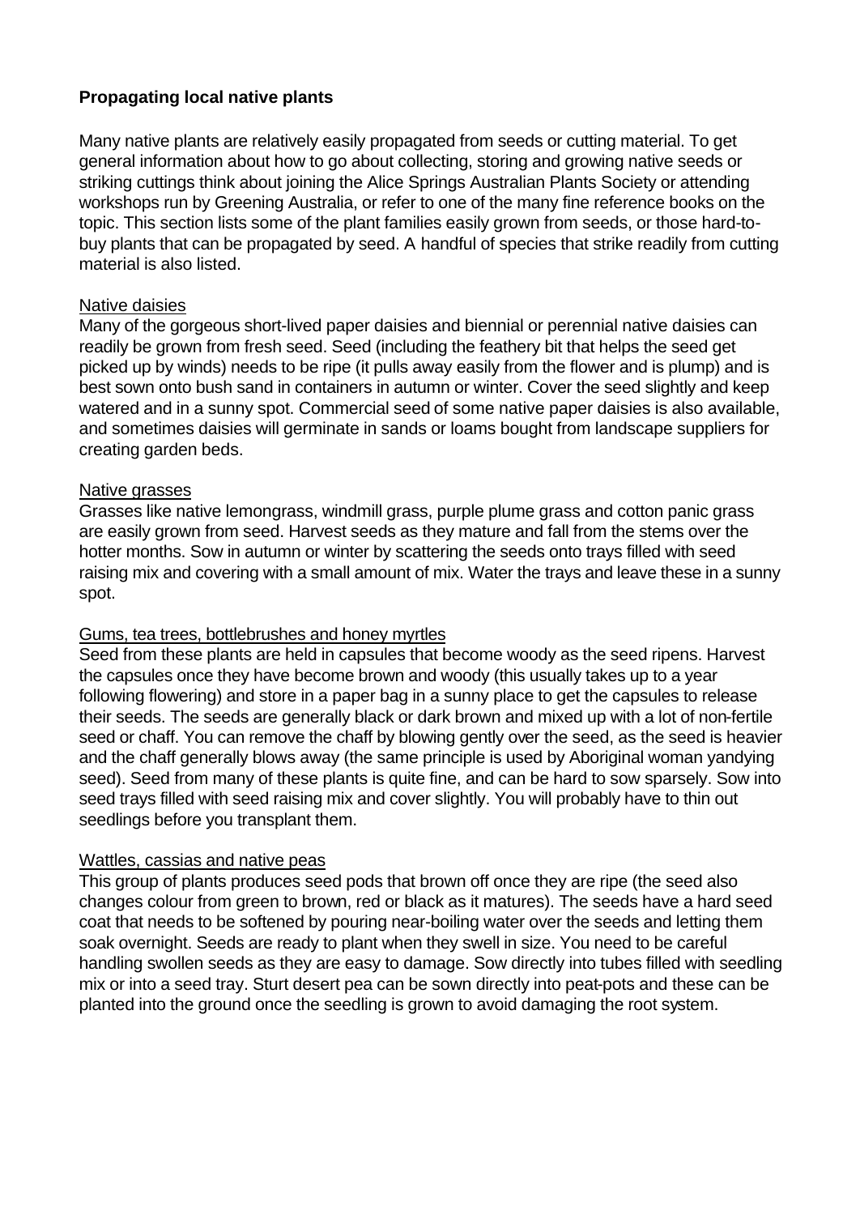**Propagating local native plants**

Many native plants are relatively easily propagated from seeds or cutting material. To get general information about how to go about collecting, storing and growing native seeds or striking cuttings think about joining the Alice Springs Australian Plants Society or attending workshops run by Greening Australia, or refer to one of the many fine reference books on the topic. This section lists some of the plant families easily grown from seeds, or those hard-to-buy plants that can be propagated by seed. A handful of species that strike readily from cutting material is also listed.

<u>Native daisies</u>

Many of the gorgeous short-lived paper daisies and biennial or perennial native daisies can readily be grown from fresh seed. Seed (including the feathery bit that helps the seed get picked up by winds) needs to be ripe (it pulls away easily from the flower and is plump) and is best sown onto bush sand in containers in autumn or winter. Cover the seed slightly and keep watered and in a sunny spot. Commercial seed of some native paper daisies is also available, and sometimes daisies will germinate in sands or loams bought from landscape suppliers for creating garden beds.

<u>Native grasses</u>

Grasses like native lemongrass, windmill grass, purple plume grass and cotton panic grass are easily grown from seed. Harvest seeds as they mature and fall from the stems over the hotter months. Sow in autumn or winter by scattering the seeds onto trays filled with seed raising mix and covering with a small amount of mix. Water the trays and leave these in a sunny spot.

<u>Gums, tea trees, bottlebrushes and honey myrtles</u>

Seed from these plants are held in capsules that become woody as the seed ripens. Harvest the capsules once they have become brown and woody (this usually takes up to a year following flowering) and store in a paper bag in a sunny place to get the capsules to release their seeds. The seeds are generally black or dark brown and mixed up with a lot of non-fertile seed or chaff. You can remove the chaff by blowing gently over the seed, as the seed is heavier and the chaff generally blows away (the same principle is used by Aboriginal woman yandying seed). Seed from many of these plants is quite fine, and can be hard to sow sparsely. Sow into seed trays filled with seed raising mix and cover slightly. You will probably have to thin out seedlings before you transplant them.

<u>Wattles, cassias and native peas</u>

This group of plants produces seed pods that brown off once they are ripe (the seed also changes colour from green to brown, red or black as it matures). The seeds have a hard seed coat that needs to be softened by pouring near-boiling water over the seeds and letting them soak overnight. Seeds are ready to plant when they swell in size. You need to be careful handling swollen seeds as they are easy to damage. Sow directly into tubes filled with seedling mix or into a seed tray. Sturt desert pea can be sown directly into peat-pots and these can be planted into the ground once the seedling is grown to avoid damaging the root system.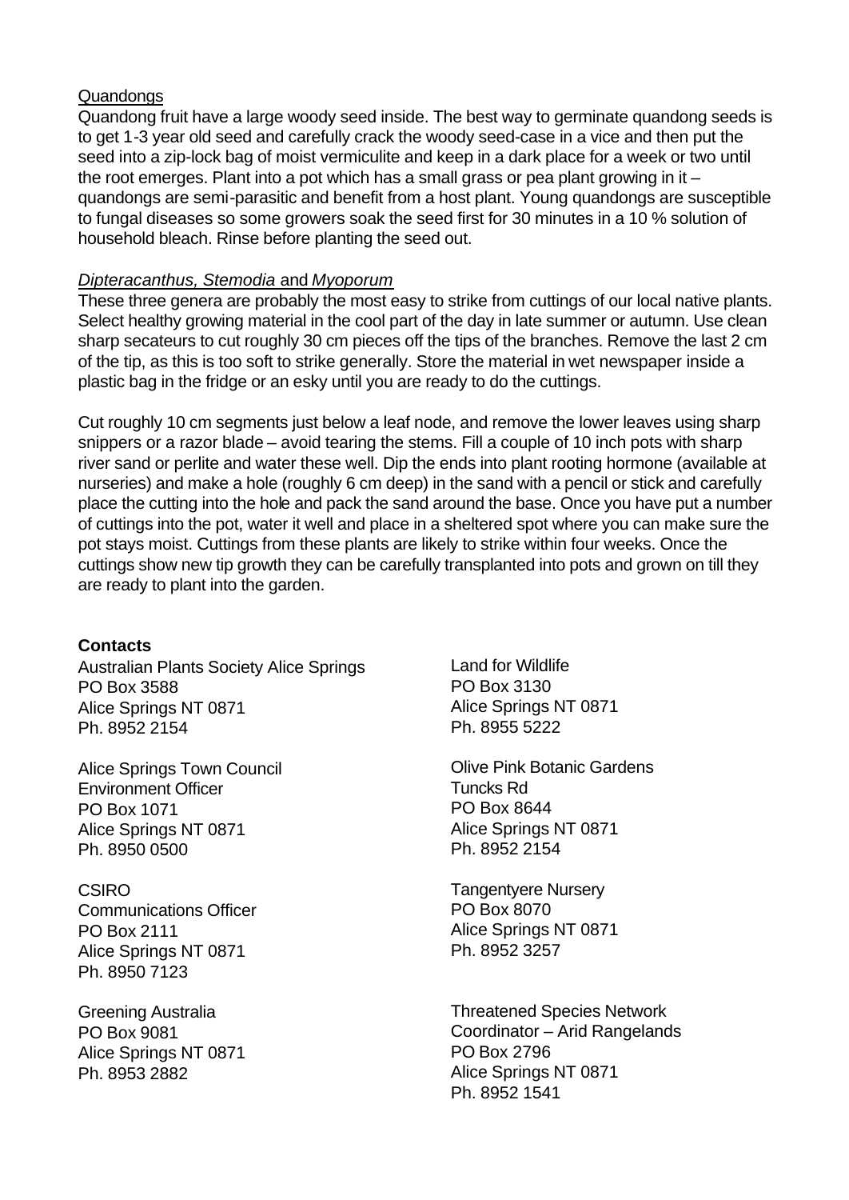Quandongs

Quandong fruit have a large woody seed inside. The best way to germinate quandong seeds is to get 1-3 year old seed and carefully crack the woody seed-case in a vice and then put the seed into a zip-lock bag of moist vermiculite and keep in a dark place for a week or two until the root emerges. Plant into a pot which has a small grass or pea plant growing in it – quandongs are semi-parasitic and benefit from a host plant. Young quandongs are susceptible to fungal diseases so some growers soak the seed first for 30 minutes in a 10 % solution of household bleach. Rinse before planting the seed out.

*Dipteracanthus, Stemodia* and *Myoporum*

These three genera are probably the most easy to strike from cuttings of our local native plants. Select healthy growing material in the cool part of the day in late summer or autumn. Use clean sharp secateurs to cut roughly 30 cm pieces off the tips of the branches. Remove the last 2 cm of the tip, as this is too soft to strike generally. Store the material in wet newspaper inside a plastic bag in the fridge or an esky until you are ready to do the cuttings.

Cut roughly 10 cm segments just below a leaf node, and remove the lower leaves using sharp snippers or a razor blade – avoid tearing the stems. Fill a couple of 10 inch pots with sharp river sand or perlite and water these well. Dip the ends into plant rooting hormone (available at nurseries) and make a hole (roughly 6 cm deep) in the sand with a pencil or stick and carefully place the cutting into the hole and pack the sand around the base. Once you have put a number of cuttings into the pot, water it well and place in a sheltered spot where you can make sure the pot stays moist. Cuttings from these plants are likely to strike within four weeks. Once the cuttings show new tip growth they can be carefully transplanted into pots and grown on till they are ready to plant into the garden.

**Contacts**

Australian Plants Society Alice Springs
PO Box 3588
Alice Springs NT 0871
Ph. 8952 2154

Alice Springs Town Council
Environment Officer
PO Box 1071
Alice Springs NT 0871
Ph. 8950 0500

CSIRO
Communications Officer
PO Box 2111
Alice Springs NT 0871
Ph. 8950 7123

Greening Australia
PO Box 9081
Alice Springs NT 0871
Ph. 8953 2882

Land for Wildlife
PO Box 3130
Alice Springs NT 0871
Ph. 8955 5222

Olive Pink Botanic Gardens
Tuncks Rd
PO Box 8644
Alice Springs NT 0871
Ph. 8952 2154

Tangentyere Nursery
PO Box 8070
Alice Springs NT 0871
Ph. 8952 3257

Threatened Species Network
Coordinator – Arid Rangelands
PO Box 2796
Alice Springs NT 0871
Ph. 8952 1541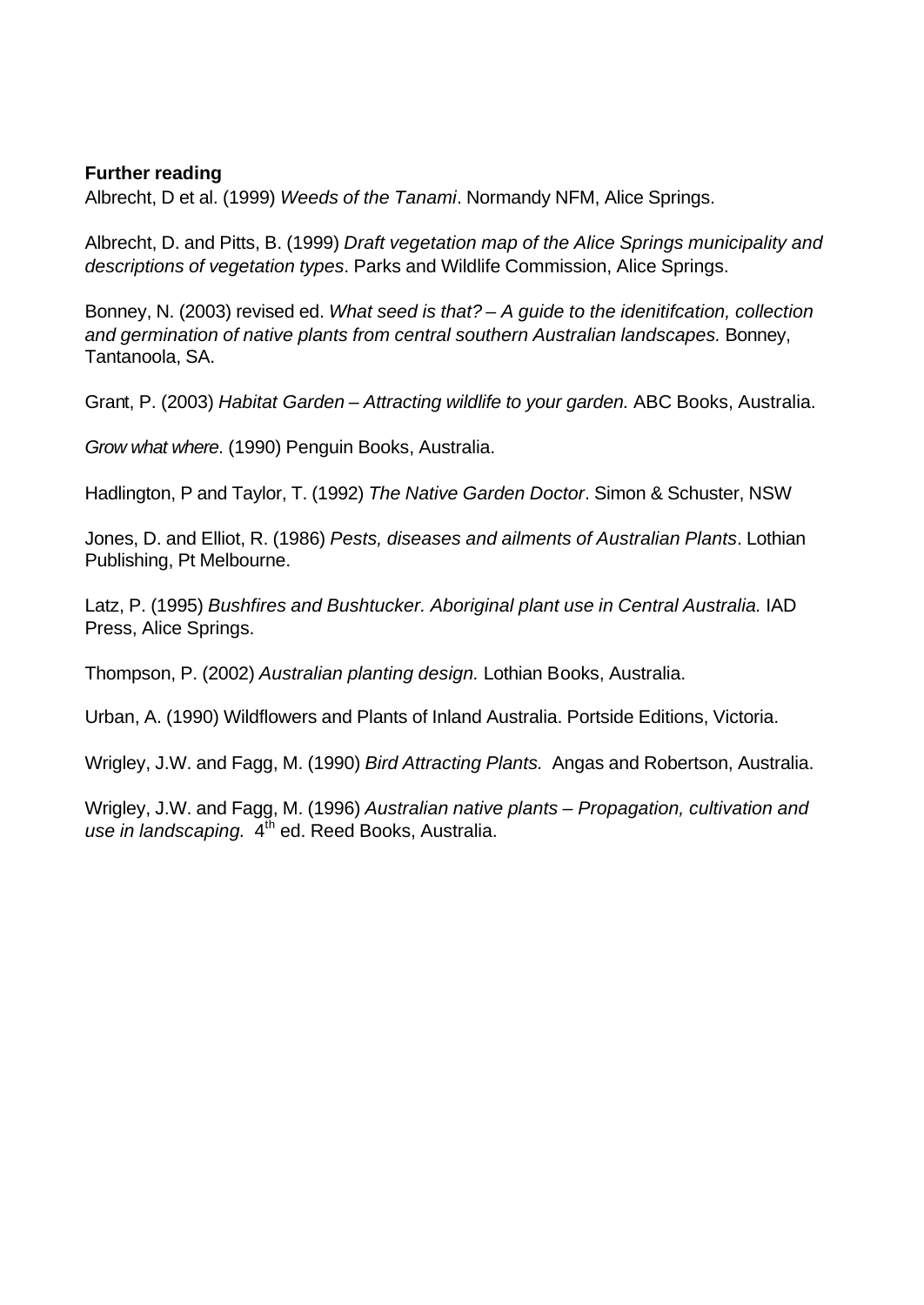**Further reading**

Albrecht, D et al. (1999) *Weeds of the Tanami*. Normandy NFM, Alice Springs.

Albrecht, D. and Pitts, B. (1999) *Draft vegetation map of the Alice Springs municipality and descriptions of vegetation types*. Parks and Wildlife Commission, Alice Springs.

Bonney, N. (2003) revised ed. *What seed is that? – A guide to the idenitifcation, collection and germination of native plants from central southern Australian landscapes.* Bonney, Tantanoola, SA.

Grant, P. (2003) *Habitat Garden – Attracting wildlife to your garden.* ABC Books, Australia.

*Grow what where.* (1990) Penguin Books, Australia.

Hadlington, P and Taylor, T. (1992) *The Native Garden Doctor*. Simon & Schuster, NSW

Jones, D. and Elliot, R. (1986) *Pests, diseases and ailments of Australian Plants*. Lothian Publishing, Pt Melbourne.

Latz, P. (1995) *Bushfires and Bushtucker. Aboriginal plant use in Central Australia.* IAD Press, Alice Springs.

Thompson, P. (2002) *Australian planting design.* Lothian Books, Australia.

Urban, A. (1990) Wildflowers and Plants of Inland Australia. Portside Editions, Victoria.

Wrigley, J.W. and Fagg, M. (1990) *Bird Attracting Plants.* Angas and Robertson, Australia.

Wrigley, J.W. and Fagg, M. (1996) *Australian native plants – Propagation, cultivation and use in landscaping.* 4th ed. Reed Books, Australia.